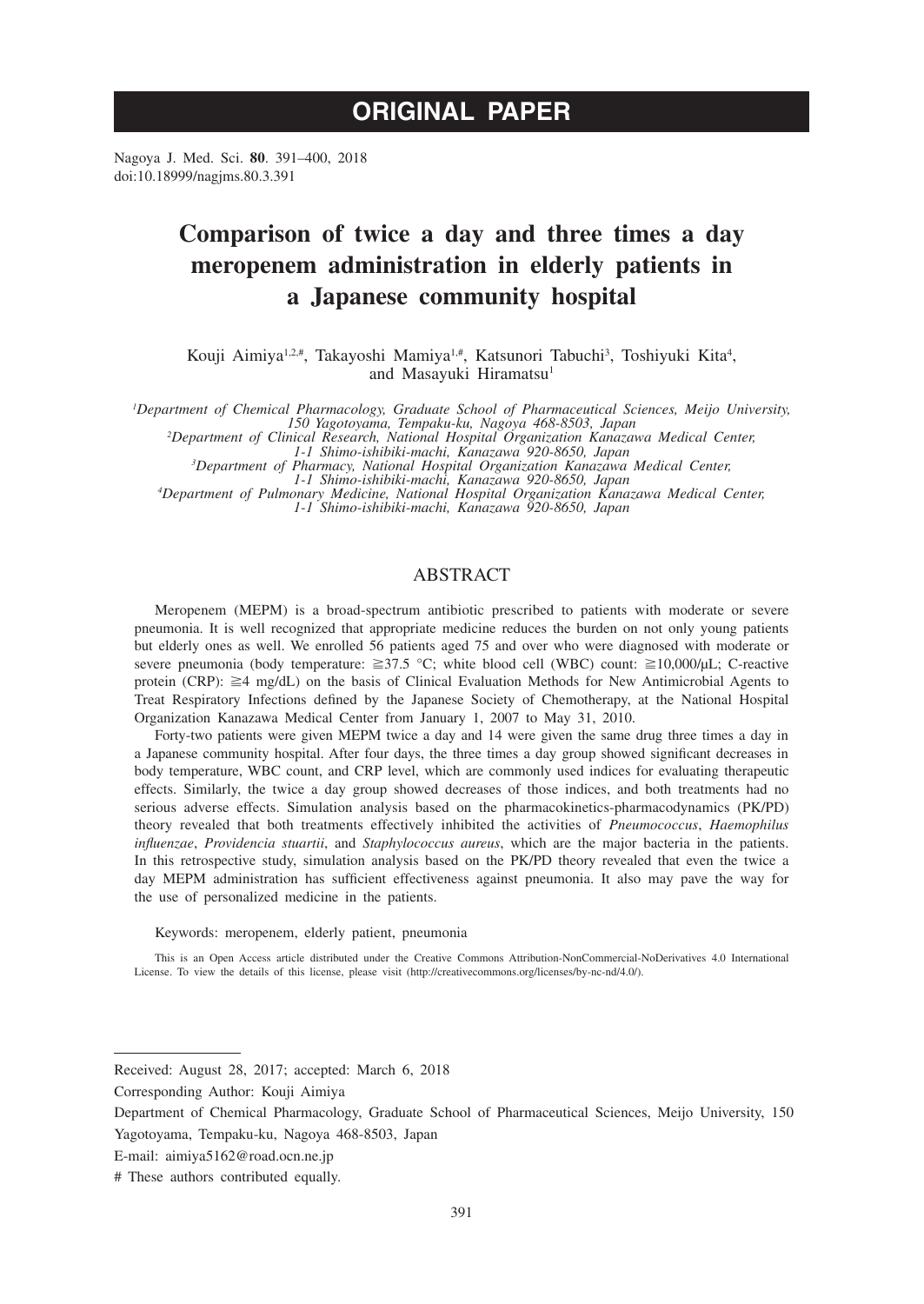ORIGINAL PAPER

Nagoya J. Med. Sci. **80**. 391–400, 2018
doi:10.18999/nagjms.80.3.391

# Comparison of twice a day and three times a day meropenem administration in elderly patients in a Japanese community hospital

Kouji Aimiya[1,2,#], Takayoshi Mamiya[1,#], Katsunori Tabuchi[3], Toshiyuki Kita[4], and Masayuki Hiramatsu[1]

*[1]Department of Chemical Pharmacology, Graduate School of Pharmaceutical Sciences, Meijo University, 150 Yagotoyama, Tempaku-ku, Nagoya 468-8503, Japan*
*[2]Department of Clinical Research, National Hospital Organization Kanazawa Medical Center, 1-1 Shimo-ishibiki-machi, Kanazawa 920-8650, Japan*
*[3]Department of Pharmacy, National Hospital Organization Kanazawa Medical Center, 1-1 Shimo-ishibiki-machi, Kanazawa 920-8650, Japan*
*[4]Department of Pulmonary Medicine, National Hospital Organization Kanazawa Medical Center, 1-1 Shimo-ishibiki-machi, Kanazawa 920-8650, Japan*

## ABSTRACT

Meropenem (MEPM) is a broad-spectrum antibiotic prescribed to patients with moderate or severe pneumonia. It is well recognized that appropriate medicine reduces the burden on not only young patients but elderly ones as well. We enrolled 56 patients aged 75 and over who were diagnosed with moderate or severe pneumonia (body temperature: ≧37.5 °C; white blood cell (WBC) count: ≧10,000/μL; C-reactive protein (CRP): ≧4 mg/dL) on the basis of Clinical Evaluation Methods for New Antimicrobial Agents to Treat Respiratory Infections defined by the Japanese Society of Chemotherapy, at the National Hospital Organization Kanazawa Medical Center from January 1, 2007 to May 31, 2010.

Forty-two patients were given MEPM twice a day and 14 were given the same drug three times a day in a Japanese community hospital. After four days, the three times a day group showed significant decreases in body temperature, WBC count, and CRP level, which are commonly used indices for evaluating therapeutic effects. Similarly, the twice a day group showed decreases of those indices, and both treatments had no serious adverse effects. Simulation analysis based on the pharmacokinetics-pharmacodynamics (PK/PD) theory revealed that both treatments effectively inhibited the activities of *Pneumococcus*, *Haemophilus influenzae*, *Providencia stuartii*, and *Staphylococcus aureus*, which are the major bacteria in the patients. In this retrospective study, simulation analysis based on the PK/PD theory revealed that even the twice a day MEPM administration has sufficient effectiveness against pneumonia. It also may pave the way for the use of personalized medicine in the patients.

Keywords: meropenem, elderly patient, pneumonia

This is an Open Access article distributed under the Creative Commons Attribution-NonCommercial-NoDerivatives 4.0 International License. To view the details of this license, please visit (http://creativecommons.org/licenses/by-nc-nd/4.0/).

---

Received: August 28, 2017; accepted: March 6, 2018

Corresponding Author: Kouji Aimiya

Department of Chemical Pharmacology, Graduate School of Pharmaceutical Sciences, Meijo University, 150 Yagotoyama, Tempaku-ku, Nagoya 468-8503, Japan

E-mail: aimiya5162@road.ocn.ne.jp

# These authors contributed equally.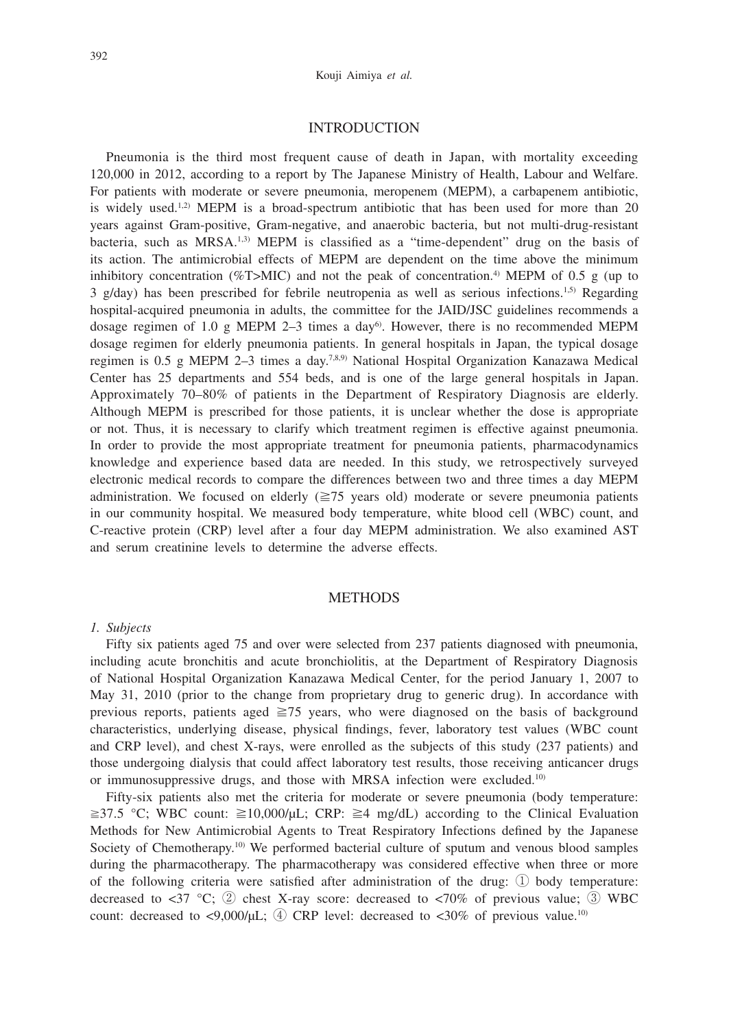## INTRODUCTION

Pneumonia is the third most frequent cause of death in Japan, with mortality exceeding 120,000 in 2012, according to a report by The Japanese Ministry of Health, Labour and Welfare. For patients with moderate or severe pneumonia, meropenem (MEPM), a carbapenem antibiotic, is widely used.[1,2] MEPM is a broad-spectrum antibiotic that has been used for more than 20 years against Gram-positive, Gram-negative, and anaerobic bacteria, but not multi-drug-resistant bacteria, such as MRSA.[1,3] MEPM is classified as a "time-dependent" drug on the basis of its action. The antimicrobial effects of MEPM are dependent on the time above the minimum inhibitory concentration (%T>MIC) and not the peak of concentration.[4] MEPM of 0.5 g (up to 3 g/day) has been prescribed for febrile neutropenia as well as serious infections.[1,5] Regarding hospital-acquired pneumonia in adults, the committee for the JAID/JSC guidelines recommends a dosage regimen of 1.0 g MEPM 2–3 times a day[6]. However, there is no recommended MEPM dosage regimen for elderly pneumonia patients. In general hospitals in Japan, the typical dosage regimen is 0.5 g MEPM 2–3 times a day.[7,8,9] National Hospital Organization Kanazawa Medical Center has 25 departments and 554 beds, and is one of the large general hospitals in Japan. Approximately 70–80% of patients in the Department of Respiratory Diagnosis are elderly. Although MEPM is prescribed for those patients, it is unclear whether the dose is appropriate or not. Thus, it is necessary to clarify which treatment regimen is effective against pneumonia. In order to provide the most appropriate treatment for pneumonia patients, pharmacodynamics knowledge and experience based data are needed. In this study, we retrospectively surveyed electronic medical records to compare the differences between two and three times a day MEPM administration. We focused on elderly (≧75 years old) moderate or severe pneumonia patients in our community hospital. We measured body temperature, white blood cell (WBC) count, and C-reactive protein (CRP) level after a four day MEPM administration. We also examined AST and serum creatinine levels to determine the adverse effects.

## METHODS

### *1. Subjects*

Fifty six patients aged 75 and over were selected from 237 patients diagnosed with pneumonia, including acute bronchitis and acute bronchiolitis, at the Department of Respiratory Diagnosis of National Hospital Organization Kanazawa Medical Center, for the period January 1, 2007 to May 31, 2010 (prior to the change from proprietary drug to generic drug). In accordance with previous reports, patients aged ≧75 years, who were diagnosed on the basis of background characteristics, underlying disease, physical findings, fever, laboratory test values (WBC count and CRP level), and chest X-rays, were enrolled as the subjects of this study (237 patients) and those undergoing dialysis that could affect laboratory test results, those receiving anticancer drugs or immunosuppressive drugs, and those with MRSA infection were excluded.[10]

Fifty-six patients also met the criteria for moderate or severe pneumonia (body temperature: ≧37.5 °C; WBC count: ≧10,000/μL; CRP: ≧4 mg/dL) according to the Clinical Evaluation Methods for New Antimicrobial Agents to Treat Respiratory Infections defined by the Japanese Society of Chemotherapy.[10] We performed bacterial culture of sputum and venous blood samples during the pharmacotherapy. The pharmacotherapy was considered effective when three or more of the following criteria were satisfied after administration of the drug: ① body temperature: decreased to <37 °C; ② chest X-ray score: decreased to <70% of previous value; ③ WBC count: decreased to <9,000/μL; ④ CRP level: decreased to <30% of previous value.[10]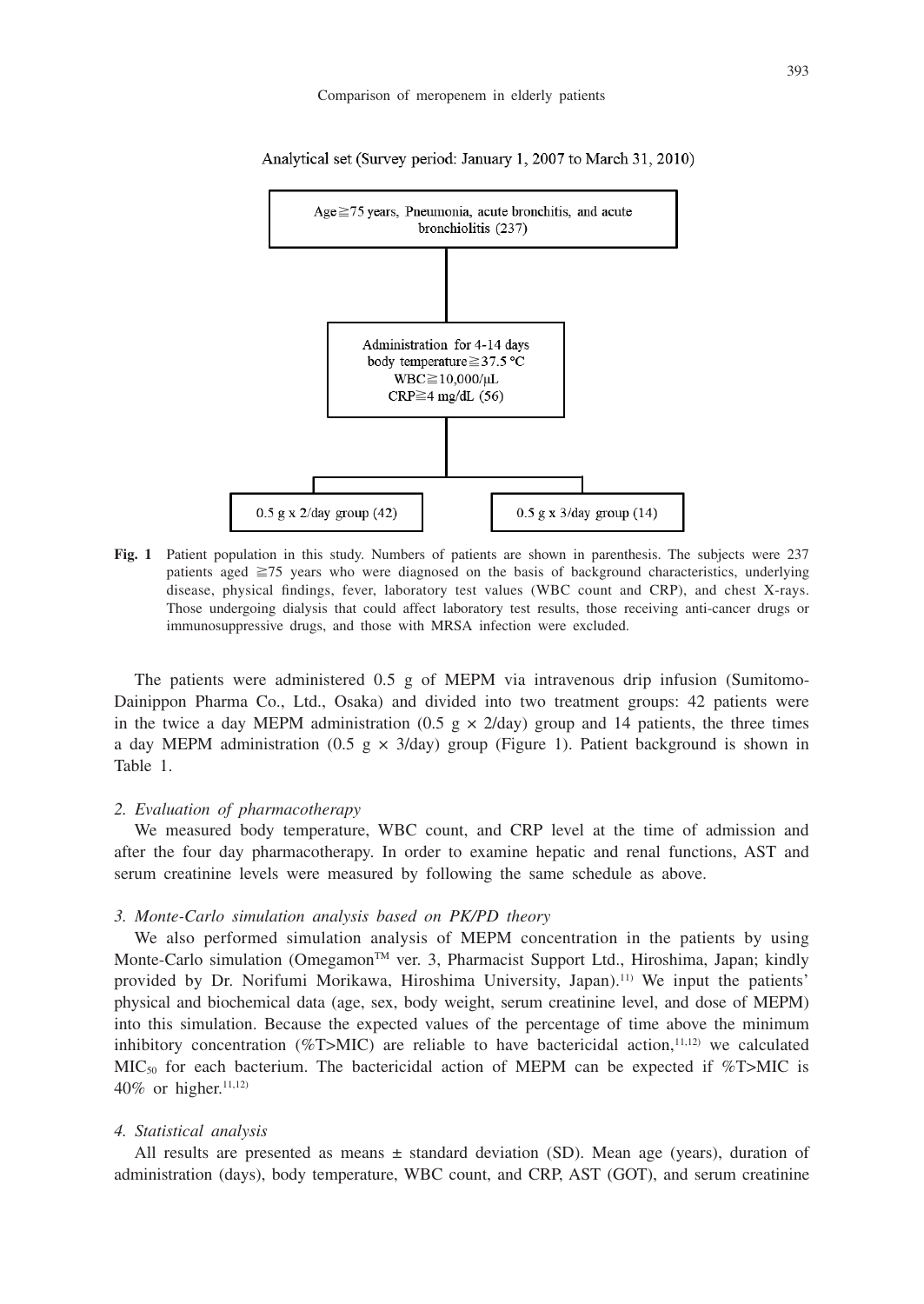Analytical set (Survey period: January 1, 2007 to March 31, 2010)

Age≧75 years, Pneumonia, acute bronchitis, and acute bronchiolitis (237)

Administration for 4-14 days
body temperature≧37.5 °C
WBC≧10,000/μL
CRP≧4 mg/dL (56)

0.5 g x 2/day group (42)

0.5 g x 3/day group (14)

**Fig. 1** Patient population in this study. Numbers of patients are shown in parenthesis. The subjects were 237 patients aged ≧75 years who were diagnosed on the basis of background characteristics, underlying disease, physical findings, fever, laboratory test values (WBC count and CRP), and chest X-rays. Those undergoing dialysis that could affect laboratory test results, those receiving anti-cancer drugs or immunosuppressive drugs, and those with MRSA infection were excluded.

The patients were administered 0.5 g of MEPM via intravenous drip infusion (Sumitomo-Dainippon Pharma Co., Ltd., Osaka) and divided into two treatment groups: 42 patients were in the twice a day MEPM administration (0.5 g × 2/day) group and 14 patients, the three times a day MEPM administration (0.5 g × 3/day) group (Figure 1). Patient background is shown in Table 1.

*2. Evaluation of pharmacotherapy*

We measured body temperature, WBC count, and CRP level at the time of admission and after the four day pharmacotherapy. In order to examine hepatic and renal functions, AST and serum creatinine levels were measured by following the same schedule as above.

*3. Monte-Carlo simulation analysis based on PK/PD theory*

We also performed simulation analysis of MEPM concentration in the patients by using Monte-Carlo simulation (Omegamon™ ver. 3, Pharmacist Support Ltd., Hiroshima, Japan; kindly provided by Dr. Norifumi Morikawa, Hiroshima University, Japan).[11] We input the patients' physical and biochemical data (age, sex, body weight, serum creatinine level, and dose of MEPM) into this simulation. Because the expected values of the percentage of time above the minimum inhibitory concentration (%T>MIC) are reliable to have bactericidal action,[11,12] we calculated $MIC_{50}$ for each bacterium. The bactericidal action of MEPM can be expected if %T>MIC is 40% or higher.[11,12]

*4. Statistical analysis*

All results are presented as means ± standard deviation (SD). Mean age (years), duration of administration (days), body temperature, WBC count, and CRP, AST (GOT), and serum creatinine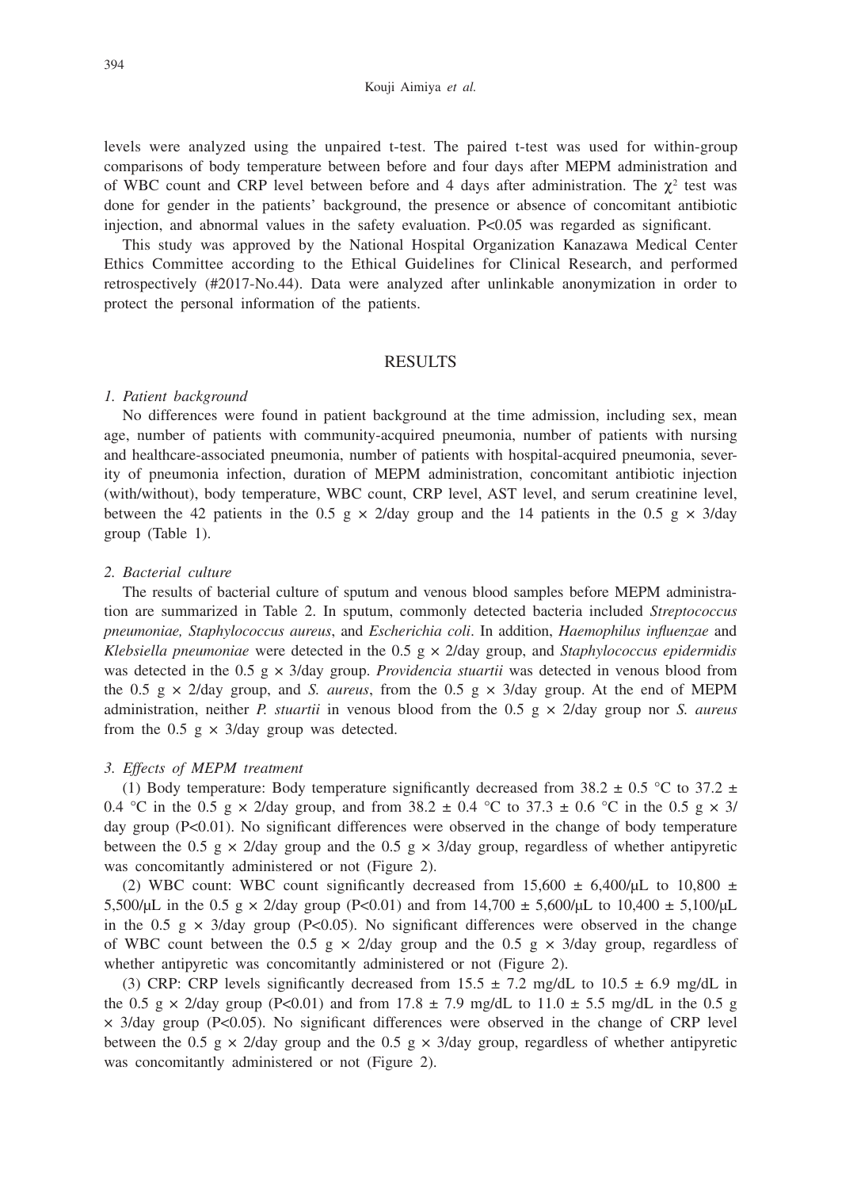levels were analyzed using the unpaired t-test. The paired t-test was used for within-group comparisons of body temperature between before and four days after MEPM administration and of WBC count and CRP level between before and 4 days after administration. The $\chi^2$ test was done for gender in the patients' background, the presence or absence of concomitant antibiotic injection, and abnormal values in the safety evaluation. $P<0.05$ was regarded as significant.

This study was approved by the National Hospital Organization Kanazawa Medical Center Ethics Committee according to the Ethical Guidelines for Clinical Research, and performed retrospectively (#2017-No.44). Data were analyzed after unlinkable anonymization in order to protect the personal information of the patients.

## RESULTS

### *1. Patient background*

No differences were found in patient background at the time admission, including sex, mean age, number of patients with community-acquired pneumonia, number of patients with nursing and healthcare-associated pneumonia, number of patients with hospital-acquired pneumonia, severity of pneumonia infection, duration of MEPM administration, concomitant antibiotic injection (with/without), body temperature, WBC count, CRP level, AST level, and serum creatinine level, between the 42 patients in the 0.5 g × 2/day group and the 14 patients in the 0.5 g × 3/day group (Table 1).

### *2. Bacterial culture*

The results of bacterial culture of sputum and venous blood samples before MEPM administration are summarized in Table 2. In sputum, commonly detected bacteria included *Streptococcus pneumoniae, Staphylococcus aureus*, and *Escherichia coli*. In addition, *Haemophilus influenzae* and *Klebsiella pneumoniae* were detected in the 0.5 g × 2/day group, and *Staphylococcus epidermidis* was detected in the 0.5 g × 3/day group. *Providencia stuartii* was detected in venous blood from the 0.5 g × 2/day group, and *S. aureus*, from the 0.5 g × 3/day group. At the end of MEPM administration, neither *P. stuartii* in venous blood from the 0.5 g × 2/day group nor *S. aureus* from the 0.5 g × 3/day group was detected.

### *3. Effects of MEPM treatment*

(1) Body temperature: Body temperature significantly decreased from 38.2 ± 0.5 °C to 37.2 ± 0.4 °C in the 0.5 g × 2/day group, and from 38.2 ± 0.4 °C to 37.3 ± 0.6 °C in the 0.5 g × 3/day group ($P<0.01$). No significant differences were observed in the change of body temperature between the 0.5 g × 2/day group and the 0.5 g × 3/day group, regardless of whether antipyretic was concomitantly administered or not (Figure 2).

(2) WBC count: WBC count significantly decreased from 15,600 ± 6,400/μL to 10,800 ± 5,500/μL in the 0.5 g × 2/day group ($P<0.01$) and from 14,700 ± 5,600/μL to 10,400 ± 5,100/μL in the 0.5 g × 3/day group ($P<0.05$). No significant differences were observed in the change of WBC count between the 0.5 g × 2/day group and the 0.5 g × 3/day group, regardless of whether antipyretic was concomitantly administered or not (Figure 2).

(3) CRP: CRP levels significantly decreased from 15.5 ± 7.2 mg/dL to 10.5 ± 6.9 mg/dL in the 0.5 g × 2/day group ($P<0.01$) and from 17.8 ± 7.9 mg/dL to 11.0 ± 5.5 mg/dL in the 0.5 g × 3/day group ($P<0.05$). No significant differences were observed in the change of CRP level between the 0.5 g × 2/day group and the 0.5 g × 3/day group, regardless of whether antipyretic was concomitantly administered or not (Figure 2).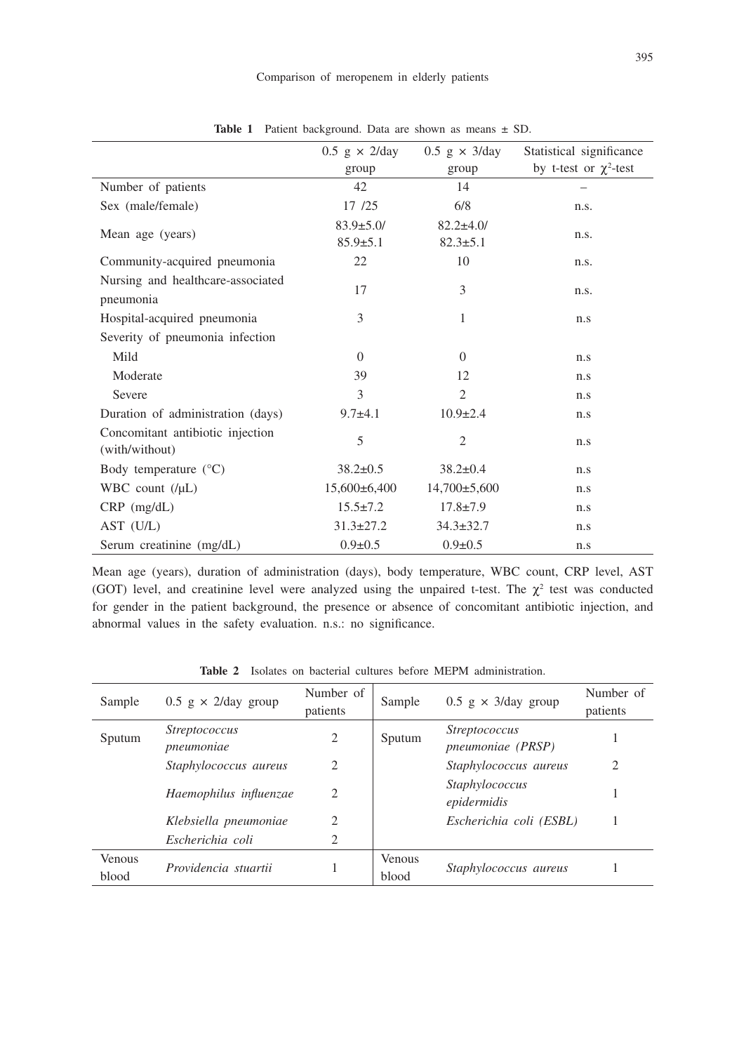**Table 1** Patient background. Data are shown as means ± SD.

| | 0.5 g × 2/day group | 0.5 g × 3/day group | Statistical significance by t-test or $\chi^2$-test |
|---|---|---|---|
| Number of patients | 42 | 14 | – |
| Sex (male/female) | 17 /25 | 6/8 | n.s. |
| Mean age (years) | 83.9±5.0/ 85.9±5.1 | 82.2±4.0/ 82.3±5.1 | n.s. |
| Community-acquired pneumonia | 22 | 10 | n.s. |
| Nursing and healthcare-associated pneumonia | 17 | 3 | n.s. |
| Hospital-acquired pneumonia | 3 | 1 | n.s |
| Severity of pneumonia infection | | | |
| Mild | 0 | 0 | n.s |
| Moderate | 39 | 12 | n.s |
| Severe | 3 | 2 | n.s |
| Duration of administration (days) | 9.7±4.1 | 10.9±2.4 | n.s |
| Concomitant antibiotic injection (with/without) | 5 | 2 | n.s |
| Body temperature (°C) | 38.2±0.5 | 38.2±0.4 | n.s |
| WBC count (/μL) | 15,600±6,400 | 14,700±5,600 | n.s |
| CRP (mg/dL) | 15.5±7.2 | 17.8±7.9 | n.s |
| AST (U/L) | 31.3±27.2 | 34.3±32.7 | n.s |
| Serum creatinine (mg/dL) | 0.9±0.5 | 0.9±0.5 | n.s |

Mean age (years), duration of administration (days), body temperature, WBC count, CRP level, AST (GOT) level, and creatinine level were analyzed using the unpaired t-test. The $\chi^2$ test was conducted for gender in the patient background, the presence or absence of concomitant antibiotic injection, and abnormal values in the safety evaluation. n.s.: no significance.

**Table 2** Isolates on bacterial cultures before MEPM administration.

| Sample | 0.5 g × 2/day group | Number of patients | Sample | 0.5 g × 3/day group | Number of patients |
|---|---|---|---|---|---|
| Sputum | *Streptococcus pneumoniae* | 2 | Sputum | *Streptococcus pneumoniae (PRSP)* | 1 |
| | *Staphylococcus aureus* | 2 | | *Staphylococcus aureus* | 2 |
| | *Haemophilus influenzae* | 2 | | *Staphylococcus epidermidis* | 1 |
| | *Klebsiella pneumoniae* | 2 | | *Escherichia coli (ESBL)* | 1 |
| | *Escherichia coli* | 2 | | | |
| Venous blood | *Providencia stuartii* | 1 | Venous blood | *Staphylococcus aureus* | 1 |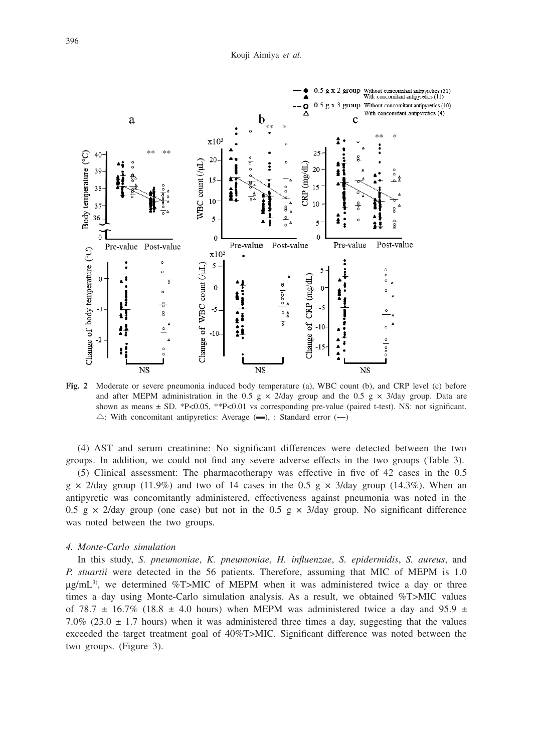**Fig. 2** Moderate or severe pneumonia induced body temperature (a), WBC count (b), and CRP level (c) before and after MEPM administration in the 0.5 g × 2/day group and the 0.5 g × 3/day group. Data are shown as means ± SD. \*P<0.05, \*\*P<0.01 vs corresponding pre-value (paired t-test). NS: not significant. △: With concomitant antipyretics: Average (▬), : Standard error (—)

(4) AST and serum creatinine: No significant differences were detected between the two groups. In addition, we could not find any severe adverse effects in the two groups (Table 3).

(5) Clinical assessment: The pharmacotherapy was effective in five of 42 cases in the 0.5 g × 2/day group (11.9%) and two of 14 cases in the 0.5 g × 3/day group (14.3%). When an antipyretic was concomitantly administered, effectiveness against pneumonia was noted in the 0.5 g × 2/day group (one case) but not in the 0.5 g × 3/day group. No significant difference was noted between the two groups.

### *4. Monte-Carlo simulation*

In this study, *S. pneumoniae*, *K. pneumoniae*, *H. influenzae*, *S. epidermidis*, *S. aureus*, and *P. stuartii* were detected in the 56 patients. Therefore, assuming that MIC of MEPM is 1.0 μg/mL[3], we determined %T>MIC of MEPM when it was administered twice a day or three times a day using Monte-Carlo simulation analysis. As a result, we obtained %T>MIC values of 78.7 ± 16.7% (18.8 ± 4.0 hours) when MEPM was administered twice a day and 95.9 ± 7.0% (23.0 ± 1.7 hours) when it was administered three times a day, suggesting that the values exceeded the target treatment goal of 40%T>MIC. Significant difference was noted between the two groups. (Figure 3).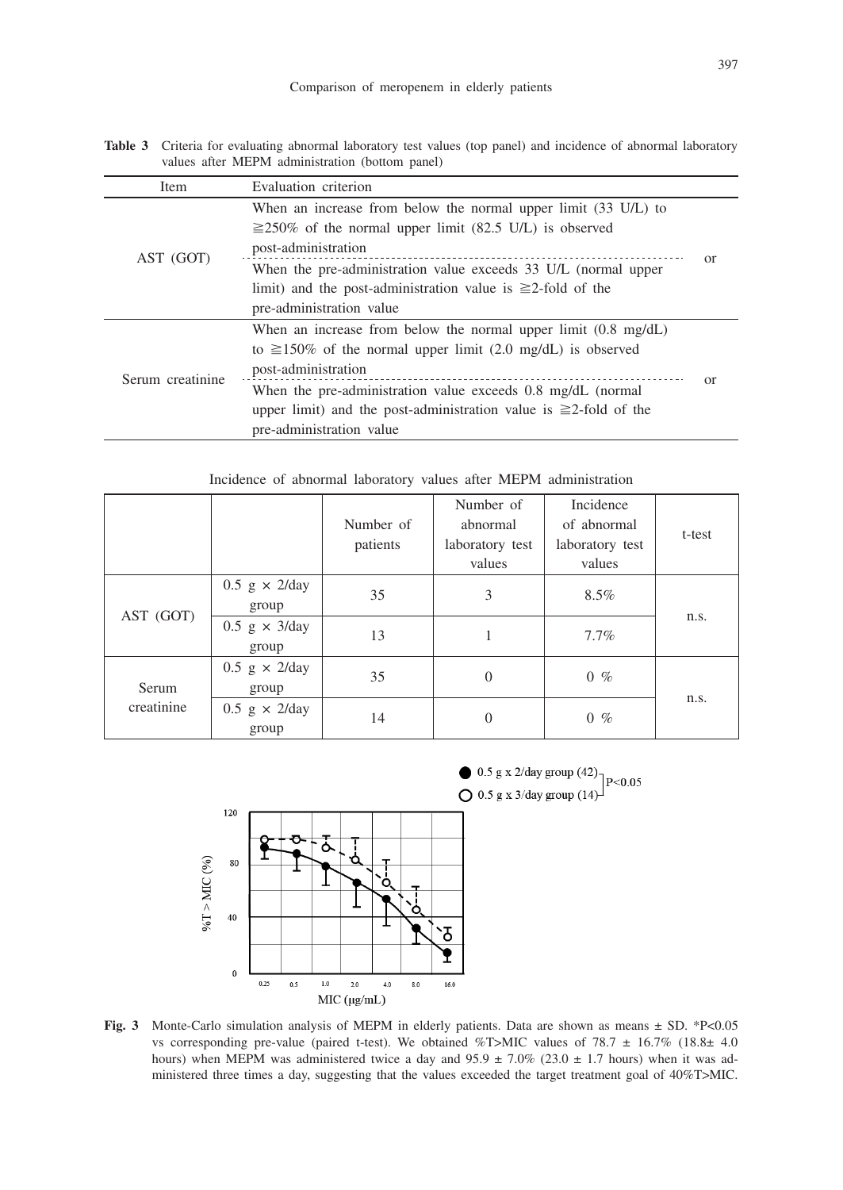**Table 3** Criteria for evaluating abnormal laboratory test values (top panel) and incidence of abnormal laboratory values after MEPM administration (bottom panel)

| Item | Evaluation criterion | |
|---|---|---|
| AST (GOT) | When an increase from below the normal upper limit (33 U/L) to ≧250% of the normal upper limit (82.5 U/L) is observed post-administration | or |
| | When the pre-administration value exceeds 33 U/L (normal upper limit) and the post-administration value is ≧2-fold of the pre-administration value | |
| Serum creatinine | When an increase from below the normal upper limit (0.8 mg/dL) to ≧150% of the normal upper limit (2.0 mg/dL) is observed post-administration | or |
| | When the pre-administration value exceeds 0.8 mg/dL (normal upper limit) and the post-administration value is ≧2-fold of the pre-administration value | |

Incidence of abnormal laboratory values after MEPM administration

| | | Number of patients | Number of abnormal laboratory test values | Incidence of abnormal laboratory test values | t-test |
|---|---|---|---|---|---|
| AST (GOT) | 0.5 g × 2/day group | 35 | 3 | 8.5% | n.s. |
| | 0.5 g × 3/day group | 13 | 1 | 7.7% | |
| Serum creatinine | 0.5 g × 2/day group | 35 | 0 | 0 % | n.s. |
| | 0.5 g × 2/day group | 14 | 0 | 0 % | |

**Fig. 3** Monte-Carlo simulation analysis of MEPM in elderly patients. Data are shown as means ± SD. *$P<0.05$ vs corresponding pre-value (paired t-test). We obtained %T>MIC values of 78.7 ± 16.7% (18.8± 4.0 hours) when MEPM was administered twice a day and 95.9 ± 7.0% (23.0 ± 1.7 hours) when it was administered three times a day, suggesting that the values exceeded the target treatment goal of 40%T>MIC.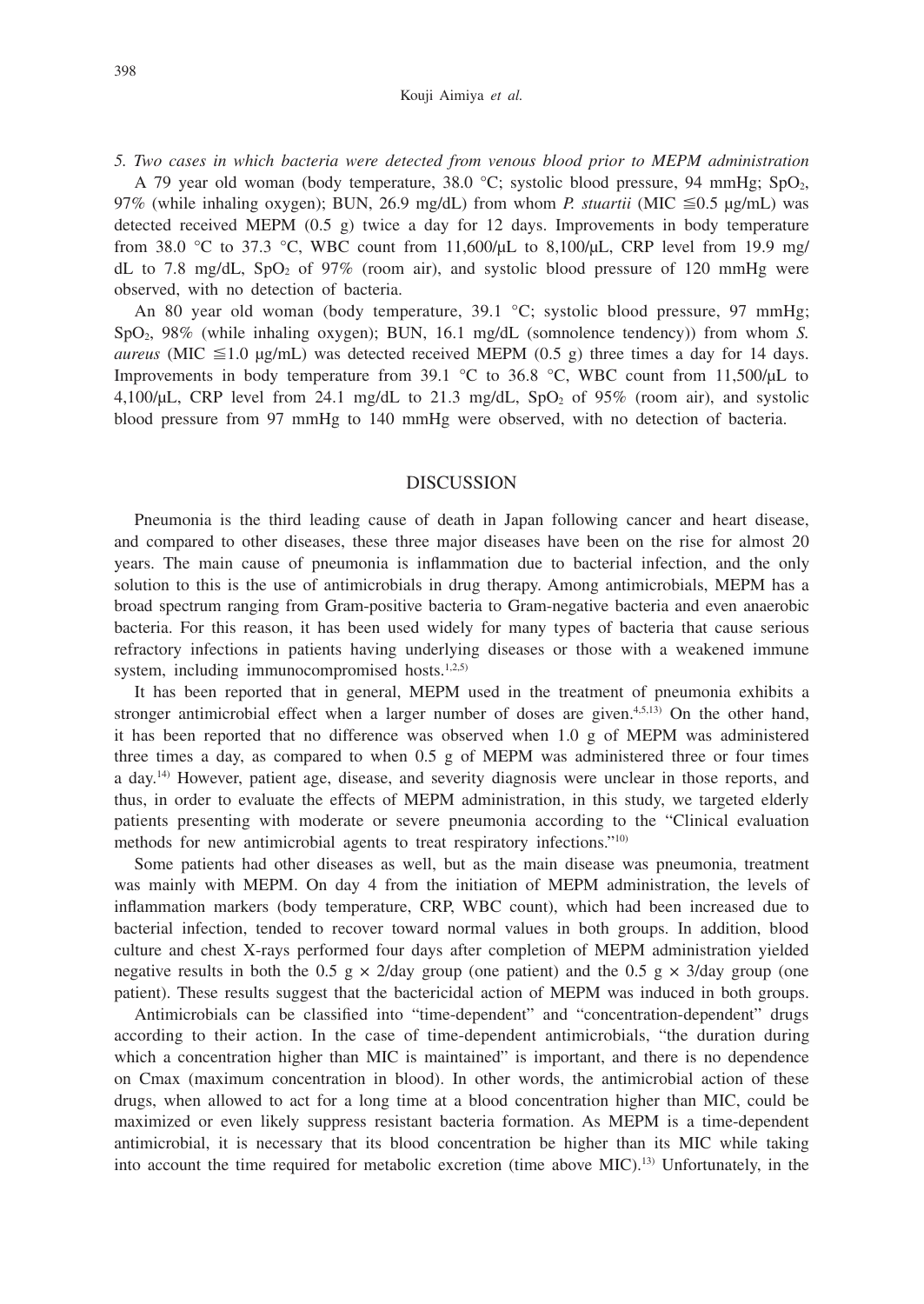*5. Two cases in which bacteria were detected from venous blood prior to MEPM administration*

A 79 year old woman (body temperature, 38.0 °C; systolic blood pressure, 94 mmHg; $SpO_2$, 97% (while inhaling oxygen); BUN, 26.9 mg/dL) from whom *P. stuartii* (MIC ≦0.5 μg/mL) was detected received MEPM (0.5 g) twice a day for 12 days. Improvements in body temperature from 38.0 °C to 37.3 °C, WBC count from 11,600/μL to 8,100/μL, CRP level from 19.9 mg/dL to 7.8 mg/dL, $SpO_2$ of 97% (room air), and systolic blood pressure of 120 mmHg were observed, with no detection of bacteria.

An 80 year old woman (body temperature, 39.1 °C; systolic blood pressure, 97 mmHg; $SpO_2$, 98% (while inhaling oxygen); BUN, 16.1 mg/dL (somnolence tendency)) from whom *S. aureus* (MIC ≦1.0 μg/mL) was detected received MEPM (0.5 g) three times a day for 14 days. Improvements in body temperature from 39.1 °C to 36.8 °C, WBC count from 11,500/μL to 4,100/μL, CRP level from 24.1 mg/dL to 21.3 mg/dL, $SpO_2$ of 95% (room air), and systolic blood pressure from 97 mmHg to 140 mmHg were observed, with no detection of bacteria.

## DISCUSSION

Pneumonia is the third leading cause of death in Japan following cancer and heart disease, and compared to other diseases, these three major diseases have been on the rise for almost 20 years. The main cause of pneumonia is inflammation due to bacterial infection, and the only solution to this is the use of antimicrobials in drug therapy. Among antimicrobials, MEPM has a broad spectrum ranging from Gram-positive bacteria to Gram-negative bacteria and even anaerobic bacteria. For this reason, it has been used widely for many types of bacteria that cause serious refractory infections in patients having underlying diseases or those with a weakened immune system, including immunocompromised hosts.[1,2,5]

It has been reported that in general, MEPM used in the treatment of pneumonia exhibits a stronger antimicrobial effect when a larger number of doses are given.[4,5,13] On the other hand, it has been reported that no difference was observed when 1.0 g of MEPM was administered three times a day, as compared to when 0.5 g of MEPM was administered three or four times a day.[14] However, patient age, disease, and severity diagnosis were unclear in those reports, and thus, in order to evaluate the effects of MEPM administration, in this study, we targeted elderly patients presenting with moderate or severe pneumonia according to the "Clinical evaluation methods for new antimicrobial agents to treat respiratory infections."[10]

Some patients had other diseases as well, but as the main disease was pneumonia, treatment was mainly with MEPM. On day 4 from the initiation of MEPM administration, the levels of inflammation markers (body temperature, CRP, WBC count), which had been increased due to bacterial infection, tended to recover toward normal values in both groups. In addition, blood culture and chest X-rays performed four days after completion of MEPM administration yielded negative results in both the 0.5 g × 2/day group (one patient) and the 0.5 g × 3/day group (one patient). These results suggest that the bactericidal action of MEPM was induced in both groups.

Antimicrobials can be classified into "time-dependent" and "concentration-dependent" drugs according to their action. In the case of time-dependent antimicrobials, "the duration during which a concentration higher than MIC is maintained" is important, and there is no dependence on Cmax (maximum concentration in blood). In other words, the antimicrobial action of these drugs, when allowed to act for a long time at a blood concentration higher than MIC, could be maximized or even likely suppress resistant bacteria formation. As MEPM is a time-dependent antimicrobial, it is necessary that its blood concentration be higher than its MIC while taking into account the time required for metabolic excretion (time above MIC).[13] Unfortunately, in the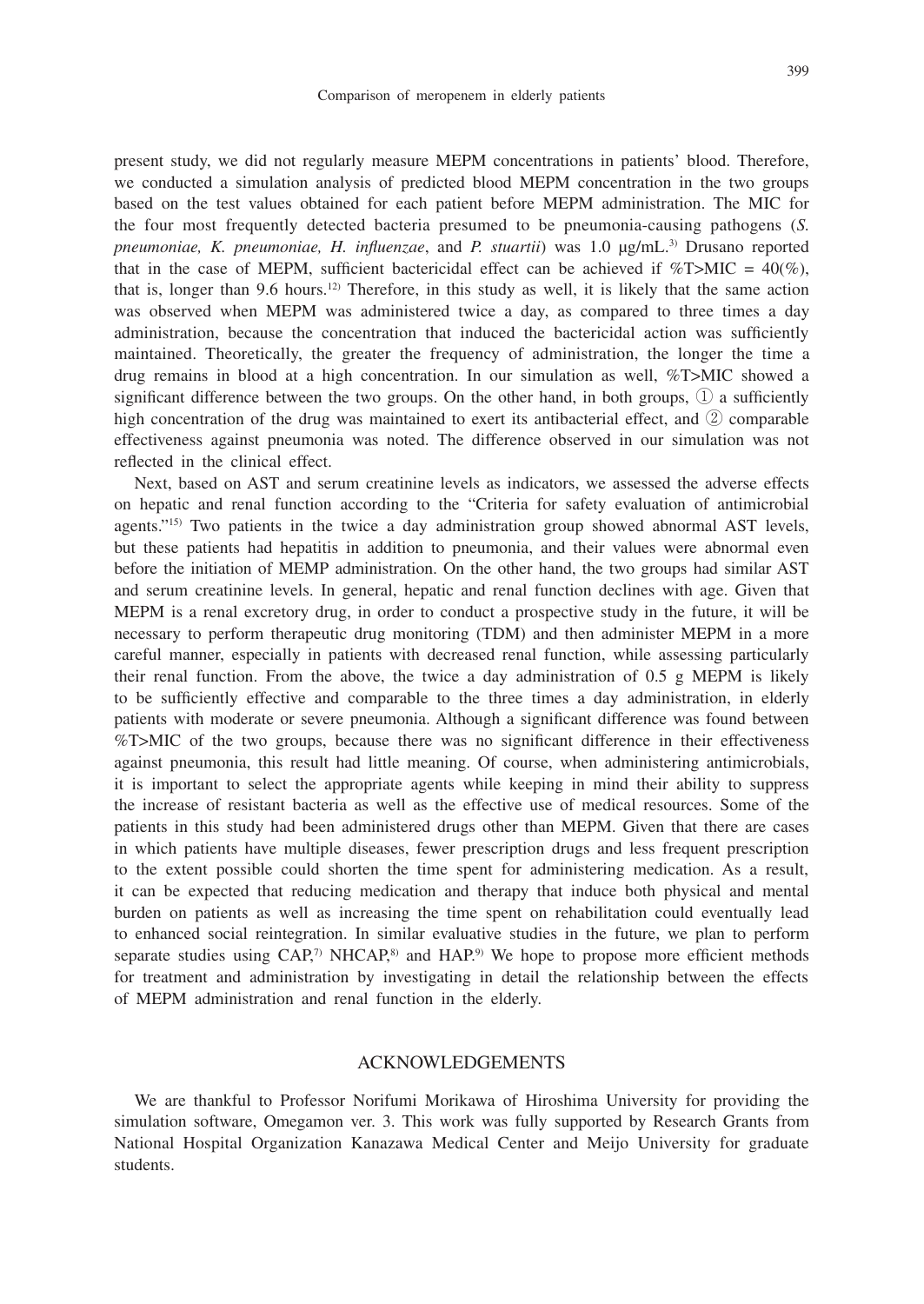present study, we did not regularly measure MEPM concentrations in patients' blood. Therefore, we conducted a simulation analysis of predicted blood MEPM concentration in the two groups based on the test values obtained for each patient before MEPM administration. The MIC for the four most frequently detected bacteria presumed to be pneumonia-causing pathogens (*S. pneumoniae, K. pneumoniae, H. influenzae*, and *P. stuartii*) was 1.0 μg/mL.[3] Drusano reported that in the case of MEPM, sufficient bactericidal effect can be achieved if %T>MIC = 40(%), that is, longer than 9.6 hours.[12] Therefore, in this study as well, it is likely that the same action was observed when MEPM was administered twice a day, as compared to three times a day administration, because the concentration that induced the bactericidal action was sufficiently maintained. Theoretically, the greater the frequency of administration, the longer the time a drug remains in blood at a high concentration. In our simulation as well, %T>MIC showed a significant difference between the two groups. On the other hand, in both groups, ① a sufficiently high concentration of the drug was maintained to exert its antibacterial effect, and ② comparable effectiveness against pneumonia was noted. The difference observed in our simulation was not reflected in the clinical effect.

Next, based on AST and serum creatinine levels as indicators, we assessed the adverse effects on hepatic and renal function according to the "Criteria for safety evaluation of antimicrobial agents."[15] Two patients in the twice a day administration group showed abnormal AST levels, but these patients had hepatitis in addition to pneumonia, and their values were abnormal even before the initiation of MEMP administration. On the other hand, the two groups had similar AST and serum creatinine levels. In general, hepatic and renal function declines with age. Given that MEPM is a renal excretory drug, in order to conduct a prospective study in the future, it will be necessary to perform therapeutic drug monitoring (TDM) and then administer MEPM in a more careful manner, especially in patients with decreased renal function, while assessing particularly their renal function. From the above, the twice a day administration of 0.5 g MEPM is likely to be sufficiently effective and comparable to the three times a day administration, in elderly patients with moderate or severe pneumonia. Although a significant difference was found between %T>MIC of the two groups, because there was no significant difference in their effectiveness against pneumonia, this result had little meaning. Of course, when administering antimicrobials, it is important to select the appropriate agents while keeping in mind their ability to suppress the increase of resistant bacteria as well as the effective use of medical resources. Some of the patients in this study had been administered drugs other than MEPM. Given that there are cases in which patients have multiple diseases, fewer prescription drugs and less frequent prescription to the extent possible could shorten the time spent for administering medication. As a result, it can be expected that reducing medication and therapy that induce both physical and mental burden on patients as well as increasing the time spent on rehabilitation could eventually lead to enhanced social reintegration. In similar evaluative studies in the future, we plan to perform separate studies using CAP,[7] NHCAP,[8] and HAP.[9] We hope to propose more efficient methods for treatment and administration by investigating in detail the relationship between the effects of MEPM administration and renal function in the elderly.

## ACKNOWLEDGEMENTS

We are thankful to Professor Norifumi Morikawa of Hiroshima University for providing the simulation software, Omegamon ver. 3. This work was fully supported by Research Grants from National Hospital Organization Kanazawa Medical Center and Meijo University for graduate students.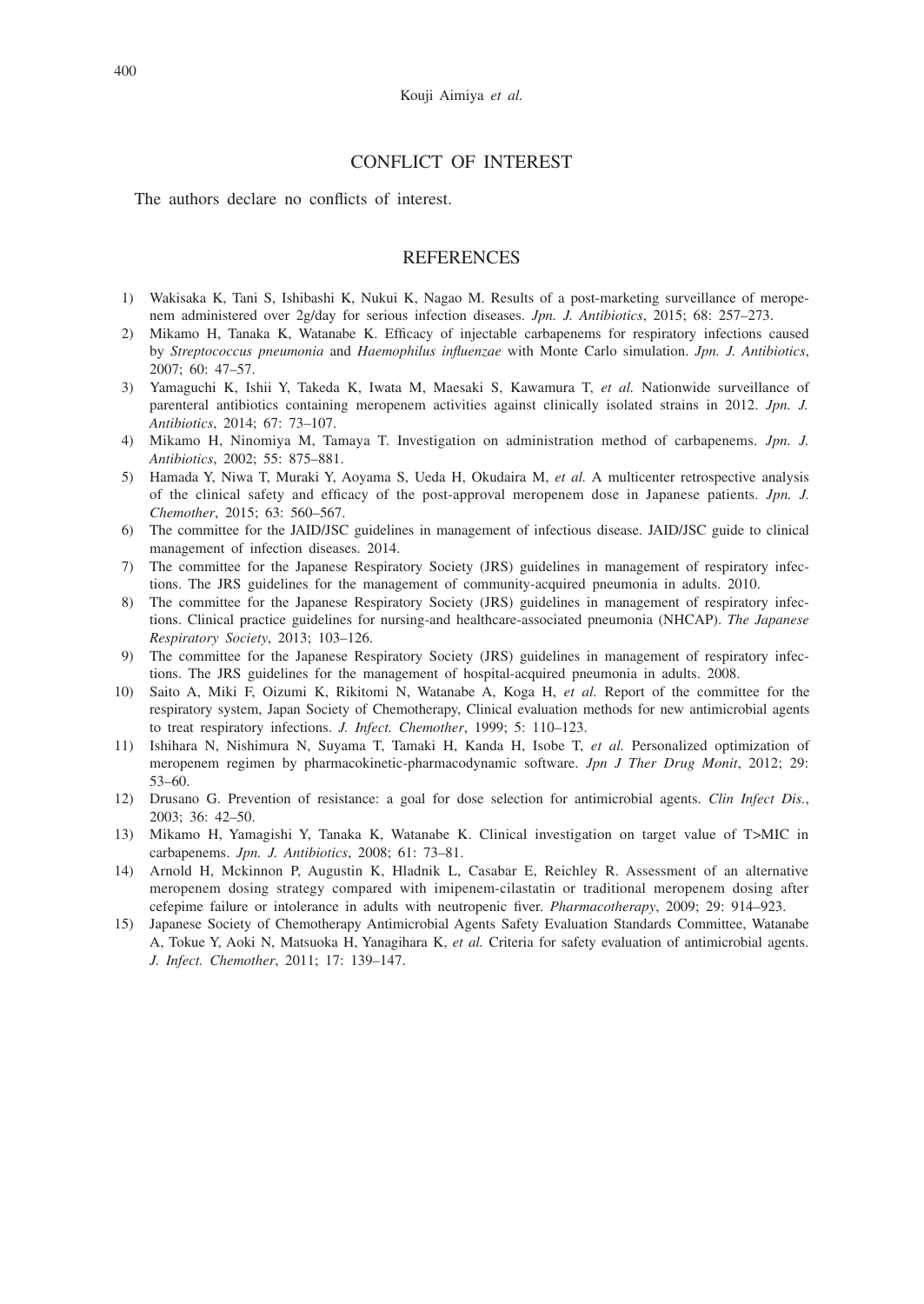## CONFLICT OF INTEREST

The authors declare no conflicts of interest.

## REFERENCES

1) Wakisaka K, Tani S, Ishibashi K, Nukui K, Nagao M. Results of a post-marketing surveillance of meropenem administered over 2g/day for serious infection diseases. *Jpn. J. Antibiotics*, 2015; 68: 257–273.
2) Mikamo H, Tanaka K, Watanabe K. Efficacy of injectable carbapenems for respiratory infections caused by *Streptococcus pneumonia* and *Haemophilus influenzae* with Monte Carlo simulation. *Jpn. J. Antibiotics*, 2007; 60: 47–57.
3) Yamaguchi K, Ishii Y, Takeda K, Iwata M, Maesaki S, Kawamura T, *et al.* Nationwide surveillance of parenteral antibiotics containing meropenem activities against clinically isolated strains in 2012. *Jpn. J. Antibiotics*, 2014; 67: 73–107.
4) Mikamo H, Ninomiya M, Tamaya T. Investigation on administration method of carbapenems. *Jpn. J. Antibiotics*, 2002; 55: 875–881.
5) Hamada Y, Niwa T, Muraki Y, Aoyama S, Ueda H, Okudaira M, *et al.* A multicenter retrospective analysis of the clinical safety and efficacy of the post-approval meropenem dose in Japanese patients. *Jpn. J. Chemother*, 2015; 63: 560–567.
6) The committee for the JAID/JSC guidelines in management of infectious disease. JAID/JSC guide to clinical management of infection diseases. 2014.
7) The committee for the Japanese Respiratory Society (JRS) guidelines in management of respiratory infections. The JRS guidelines for the management of community-acquired pneumonia in adults. 2010.
8) The committee for the Japanese Respiratory Society (JRS) guidelines in management of respiratory infections. Clinical practice guidelines for nursing-and healthcare-associated pneumonia (NHCAP). *The Japanese Respiratory Society*, 2013; 103–126.
9) The committee for the Japanese Respiratory Society (JRS) guidelines in management of respiratory infections. The JRS guidelines for the management of hospital-acquired pneumonia in adults. 2008.
10) Saito A, Miki F, Oizumi K, Rikitomi N, Watanabe A, Koga H, *et al.* Report of the committee for the respiratory system, Japan Society of Chemotherapy, Clinical evaluation methods for new antimicrobial agents to treat respiratory infections. *J. Infect. Chemother*, 1999; 5: 110–123.
11) Ishihara N, Nishimura N, Suyama T, Tamaki H, Kanda H, Isobe T, *et al.* Personalized optimization of meropenem regimen by pharmacokinetic-pharmacodynamic software. *Jpn J Ther Drug Monit*, 2012; 29: 53–60.
12) Drusano G. Prevention of resistance: a goal for dose selection for antimicrobial agents. *Clin Infect Dis.*, 2003; 36: 42–50.
13) Mikamo H, Yamagishi Y, Tanaka K, Watanabe K. Clinical investigation on target value of T>MIC in carbapenems. *Jpn. J. Antibiotics*, 2008; 61: 73–81.
14) Arnold H, Mckinnon P, Augustin K, Hladnik L, Casabar E, Reichley R. Assessment of an alternative meropenem dosing strategy compared with imipenem-cilastatin or traditional meropenem dosing after cefepime failure or intolerance in adults with neutropenic fiver. *Pharmacotherapy*, 2009; 29: 914–923.
15) Japanese Society of Chemotherapy Antimicrobial Agents Safety Evaluation Standards Committee, Watanabe A, Tokue Y, Aoki N, Matsuoka H, Yanagihara K, *et al.* Criteria for safety evaluation of antimicrobial agents. *J. Infect. Chemother*, 2011; 17: 139–147.